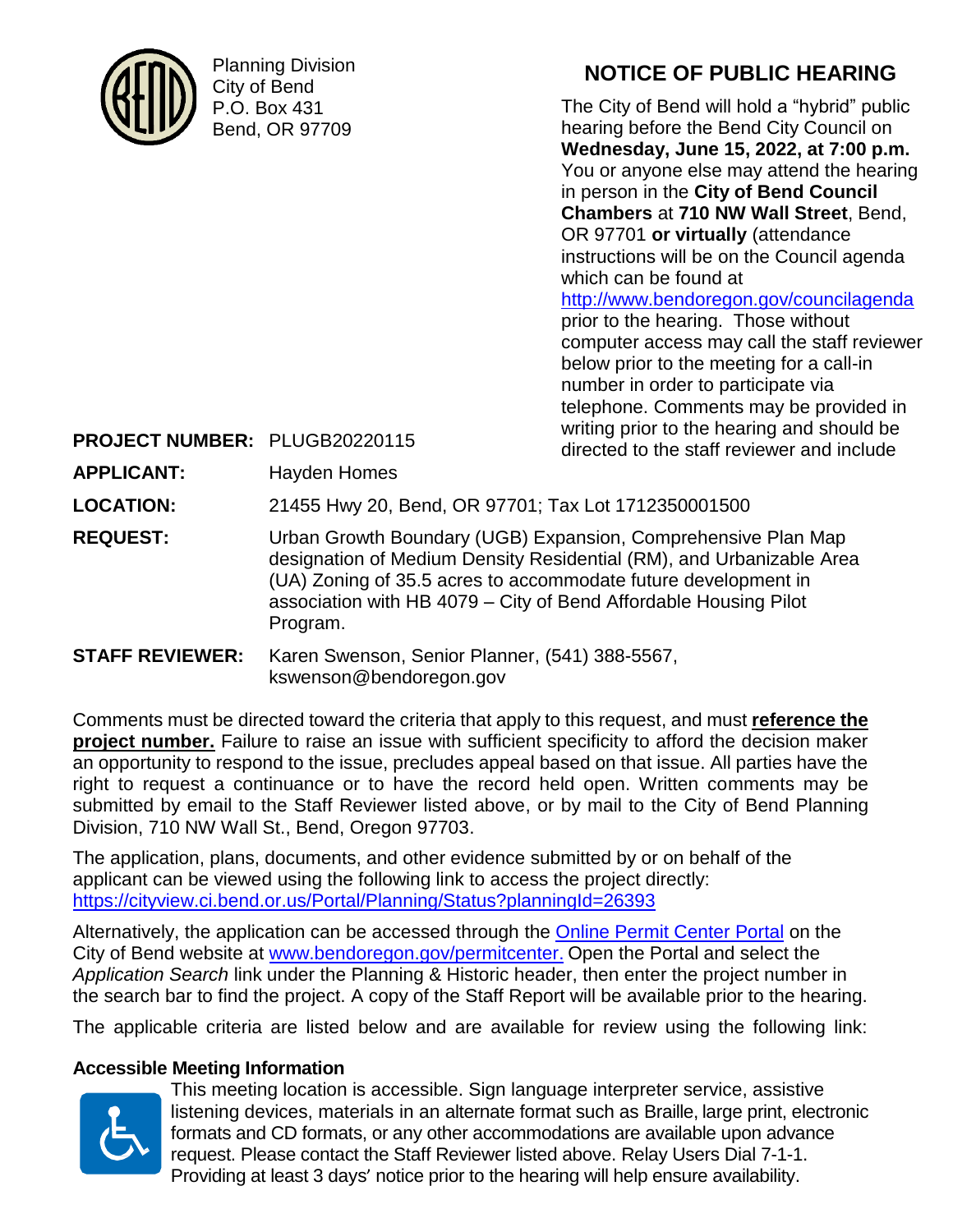Planning Division
City of Bend
P.O. Box 431
Bend, OR 97709

# NOTICE OF PUBLIC HEARING

The City of Bend will hold a "hybrid" public hearing before the Bend City Council on **Wednesday, June 15, 2022, at 7:00 p.m.** You or anyone else may attend the hearing in person in the **City of Bend Council Chambers** at **710 NW Wall Street**, Bend, OR 97701 **or virtually** (attendance instructions will be on the Council agenda which can be found at http://www.bendoregon.gov/councilagenda prior to the hearing. Those without computer access may call the staff reviewer below prior to the meeting for a call-in number in order to participate via telephone. Comments may be provided in writing prior to the hearing and should be directed to the staff reviewer and include

**PROJECT NUMBER:** PLUGB20220115

**APPLICANT:** Hayden Homes

**LOCATION:** 21455 Hwy 20, Bend, OR 97701; Tax Lot 1712350001500

**REQUEST:** Urban Growth Boundary (UGB) Expansion, Comprehensive Plan Map designation of Medium Density Residential (RM), and Urbanizable Area (UA) Zoning of 35.5 acres to accommodate future development in association with HB 4079 – City of Bend Affordable Housing Pilot Program.

**STAFF REVIEWER:** Karen Swenson, Senior Planner, (541) 388-5567, kswenson@bendoregon.gov

Comments must be directed toward the criteria that apply to this request, and must **reference the project number.** Failure to raise an issue with sufficient specificity to afford the decision maker an opportunity to respond to the issue, precludes appeal based on that issue. All parties have the right to request a continuance or to have the record held open. Written comments may be submitted by email to the Staff Reviewer listed above, or by mail to the City of Bend Planning Division, 710 NW Wall St., Bend, Oregon 97703.

The application, plans, documents, and other evidence submitted by or on behalf of the applicant can be viewed using the following link to access the project directly: https://cityview.ci.bend.or.us/Portal/Planning/Status?planningId=26393

Alternatively, the application can be accessed through the Online Permit Center Portal on the City of Bend website at www.bendoregon.gov/permitcenter. Open the Portal and select the *Application Search* link under the Planning & Historic header, then enter the project number in the search bar to find the project. A copy of the Staff Report will be available prior to the hearing.

The applicable criteria are listed below and are available for review using the following link:

**Accessible Meeting Information**

This meeting location is accessible. Sign language interpreter service, assistive listening devices, materials in an alternate format such as Braille, large print, electronic formats and CD formats, or any other accommodations are available upon advance request. Please contact the Staff Reviewer listed above. Relay Users Dial 7-1-1. Providing at least 3 days' notice prior to the hearing will help ensure availability.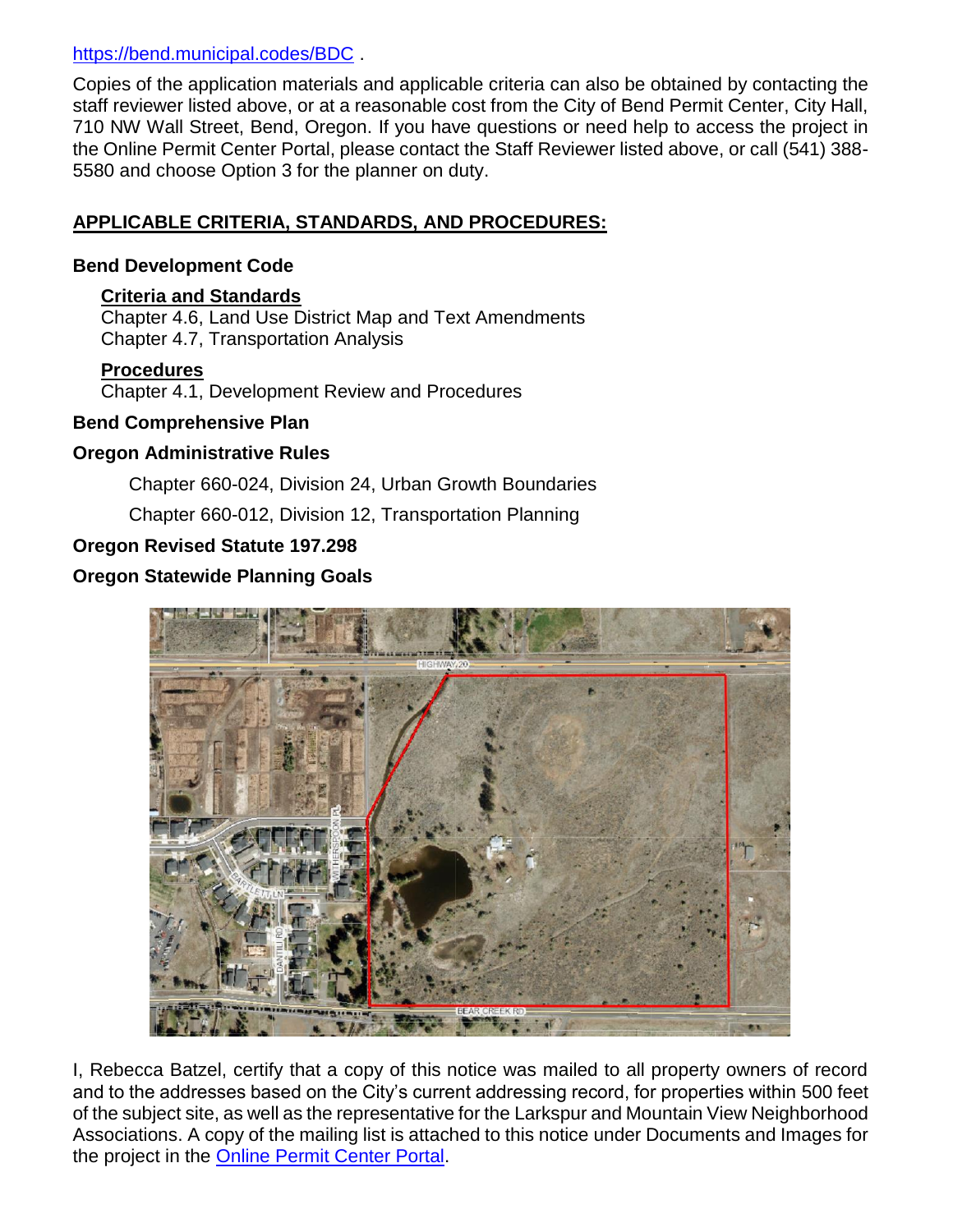https://bend.municipal.codes/BDC .

Copies of the application materials and applicable criteria can also be obtained by contacting the staff reviewer listed above, or at a reasonable cost from the City of Bend Permit Center, City Hall, 710 NW Wall Street, Bend, Oregon. If you have questions or need help to access the project in the Online Permit Center Portal, please contact the Staff Reviewer listed above, or call (541) 388-5580 and choose Option 3 for the planner on duty.

## APPLICABLE CRITERIA, STANDARDS, AND PROCEDURES:

**Bend Development Code**

**Criteria and Standards**
Chapter 4.6, Land Use District Map and Text Amendments
Chapter 4.7, Transportation Analysis

**Procedures**
Chapter 4.1, Development Review and Procedures

**Bend Comprehensive Plan**

**Oregon Administrative Rules**

Chapter 660-024, Division 24, Urban Growth Boundaries

Chapter 660-012, Division 12, Transportation Planning

**Oregon Revised Statute 197.298**

**Oregon Statewide Planning Goals**

I, Rebecca Batzel, certify that a copy of this notice was mailed to all property owners of record and to the addresses based on the City's current addressing record, for properties within 500 feet of the subject site, as well as the representative for the Larkspur and Mountain View Neighborhood Associations. A copy of the mailing list is attached to this notice under Documents and Images for the project in the Online Permit Center Portal.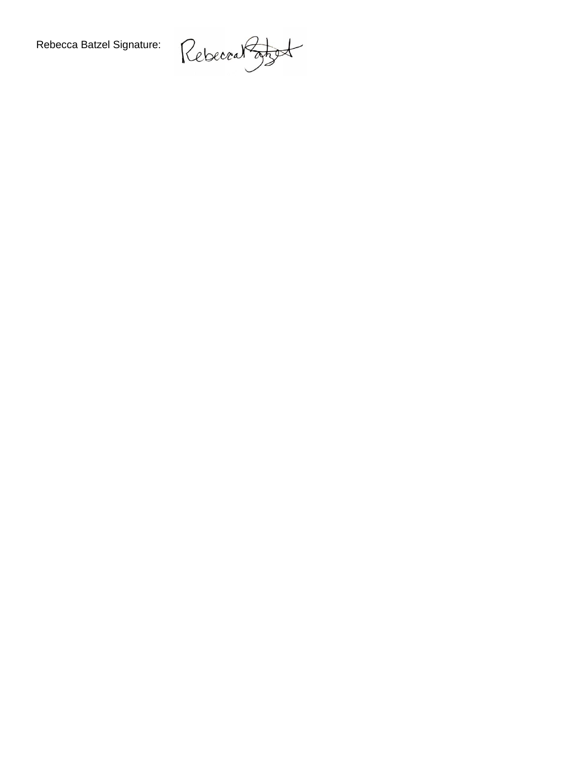Rebecca Batzel Signature: